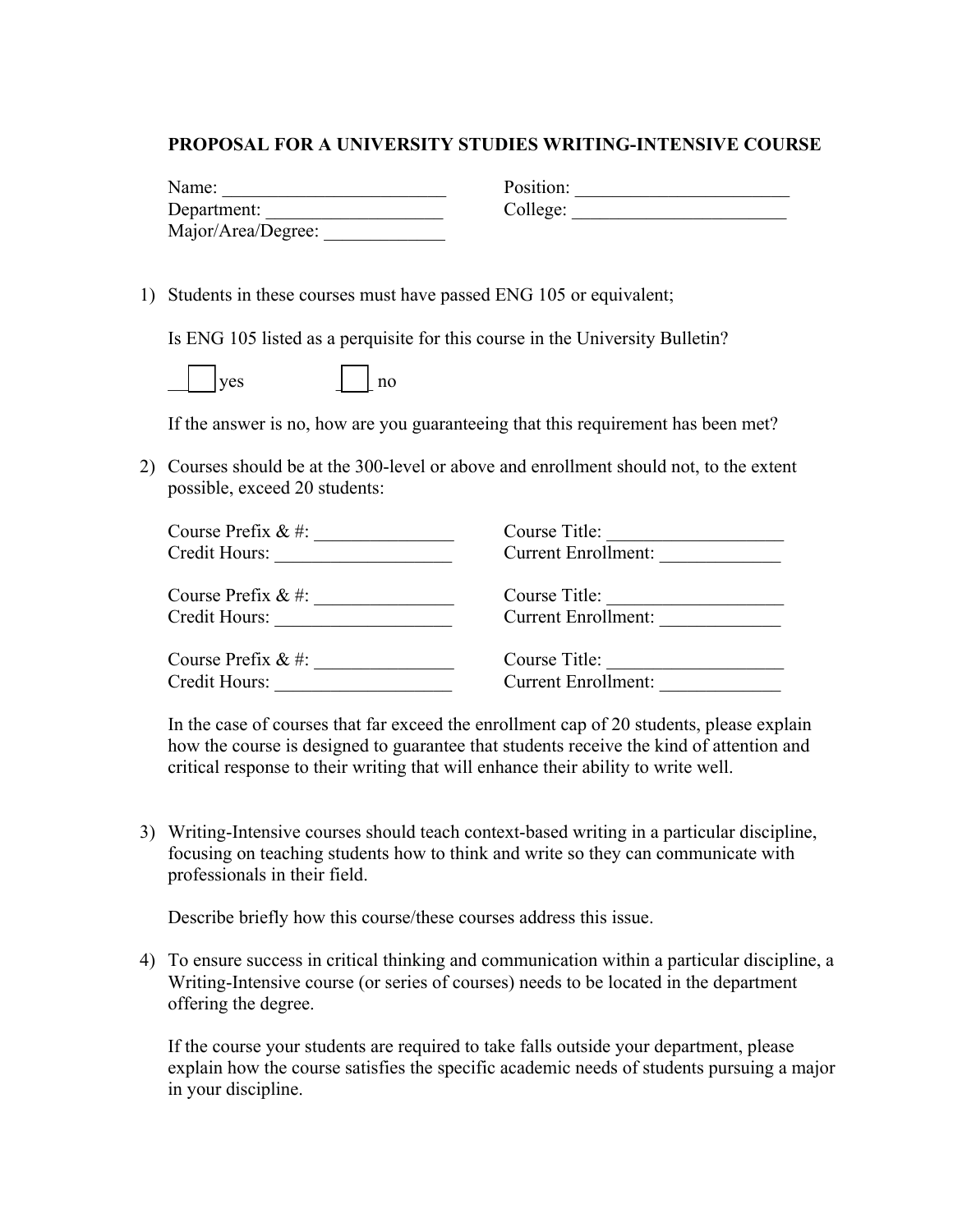# PROPOSAL FOR A UNIVERSITY STUDIES WRITING-INTENSIVE COURSE

Name: ________________________ Position: _______________________

Department: ___________________ College: _______________________

Major/Area/Degree: _____________

1) Students in these courses must have passed ENG 105 or equivalent;

   Is ENG 105 listed as a perquisite for this course in the University Bulletin?

   ☐ yes ☐ no

   If the answer is no, how are you guaranteeing that this requirement has been met?

2) Courses should be at the 300-level or above and enrollment should not, to the extent possible, exceed 20 students:

   Course Prefix & #: _______________ Course Title: ___________________
   Credit Hours: ___________________ Current Enrollment: _____________

   Course Prefix & #: _______________ Course Title: ___________________
   Credit Hours: ___________________ Current Enrollment: _____________

   Course Prefix & #: _______________ Course Title: ___________________
   Credit Hours: ___________________ Current Enrollment: _____________

   In the case of courses that far exceed the enrollment cap of 20 students, please explain how the course is designed to guarantee that students receive the kind of attention and critical response to their writing that will enhance their ability to write well.

3) Writing-Intensive courses should teach context-based writing in a particular discipline, focusing on teaching students how to think and write so they can communicate with professionals in their field.

   Describe briefly how this course/these courses address this issue.

4) To ensure success in critical thinking and communication within a particular discipline, a Writing-Intensive course (or series of courses) needs to be located in the department offering the degree.

   If the course your students are required to take falls outside your department, please explain how the course satisfies the specific academic needs of students pursuing a major in your discipline.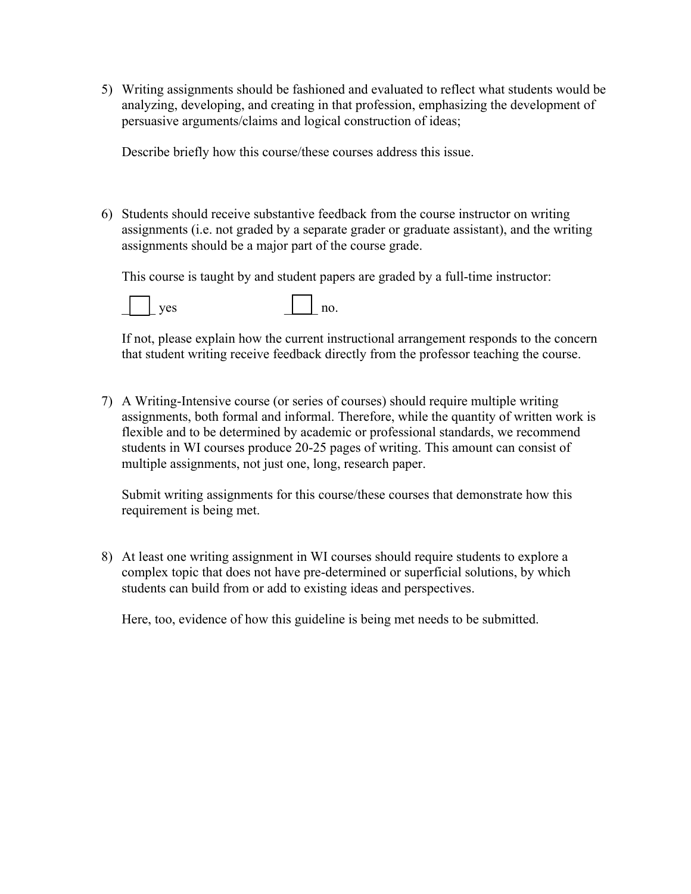5) Writing assignments should be fashioned and evaluated to reflect what students would be analyzing, developing, and creating in that profession, emphasizing the development of persuasive arguments/claims and logical construction of ideas;

   Describe briefly how this course/these courses address this issue.

6) Students should receive substantive feedback from the course instructor on writing assignments (i.e. not graded by a separate grader or graduate assistant), and the writing assignments should be a major part of the course grade.

   This course is taught by and student papers are graded by a full-time instructor:

   ☐ yes ☐ no.

   If not, please explain how the current instructional arrangement responds to the concern that student writing receive feedback directly from the professor teaching the course.

7) A Writing-Intensive course (or series of courses) should require multiple writing assignments, both formal and informal. Therefore, while the quantity of written work is flexible and to be determined by academic or professional standards, we recommend students in WI courses produce 20-25 pages of writing. This amount can consist of multiple assignments, not just one, long, research paper.

   Submit writing assignments for this course/these courses that demonstrate how this requirement is being met.

8) At least one writing assignment in WI courses should require students to explore a complex topic that does not have pre-determined or superficial solutions, by which students can build from or add to existing ideas and perspectives.

   Here, too, evidence of how this guideline is being met needs to be submitted.